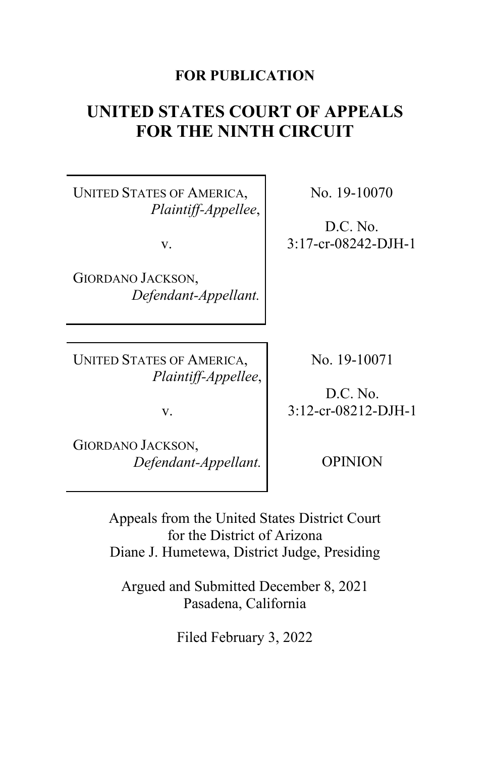**FOR PUBLICATION**

# UNITED STATES COURT OF APPEALS FOR THE NINTH CIRCUIT

UNITED STATES OF AMERICA,
*Plaintiff-Appellee*,

v.

GIORDANO JACKSON,
*Defendant-Appellant.*

No. 19-10070

D.C. No.
3:17-cr-08242-DJH-1

UNITED STATES OF AMERICA,
*Plaintiff-Appellee*,

v.

GIORDANO JACKSON,
*Defendant-Appellant.*

No. 19-10071

D.C. No.
3:12-cr-08212-DJH-1

OPINION

Appeals from the United States District Court for the District of Arizona
Diane J. Humetewa, District Judge, Presiding

Argued and Submitted December 8, 2021
Pasadena, California

Filed February 3, 2022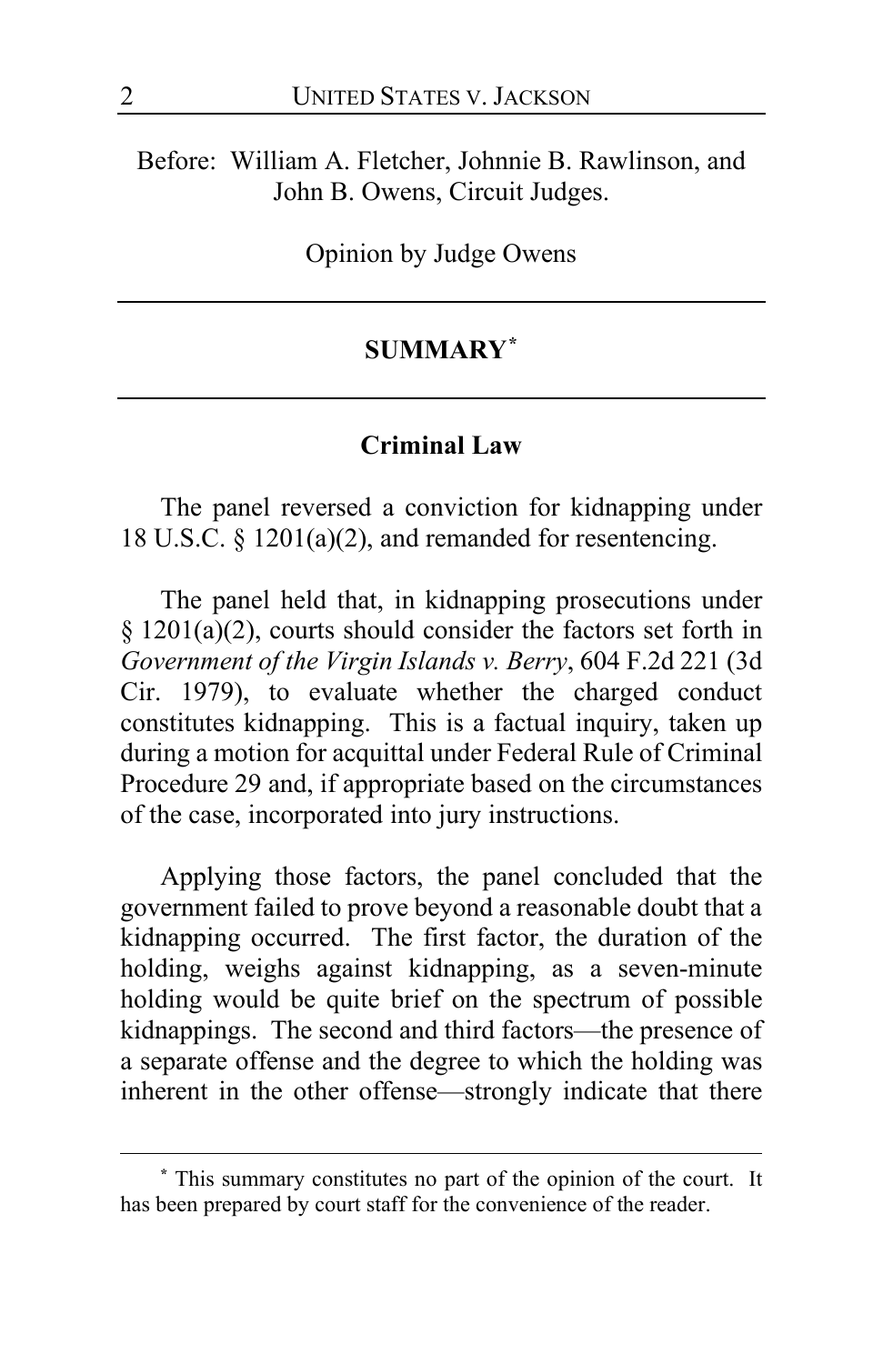Before: William A. Fletcher, Johnnie B. Rawlinson, and John B. Owens, Circuit Judges.

Opinion by Judge Owens

---

## SUMMARY[*]

---

### Criminal Law

The panel reversed a conviction for kidnapping under 18 U.S.C. § 1201(a)(2), and remanded for resentencing.

The panel held that, in kidnapping prosecutions under § 1201(a)(2), courts should consider the factors set forth in *Government of the Virgin Islands v. Berry*, 604 F.2d 221 (3d Cir. 1979), to evaluate whether the charged conduct constitutes kidnapping. This is a factual inquiry, taken up during a motion for acquittal under Federal Rule of Criminal Procedure 29 and, if appropriate based on the circumstances of the case, incorporated into jury instructions.

Applying those factors, the panel concluded that the government failed to prove beyond a reasonable doubt that a kidnapping occurred. The first factor, the duration of the holding, weighs against kidnapping, as a seven-minute holding would be quite brief on the spectrum of possible kidnappings. The second and third factors—the presence of a separate offense and the degree to which the holding was inherent in the other offense—strongly indicate that there

---

[*] This summary constitutes no part of the opinion of the court. It has been prepared by court staff for the convenience of the reader.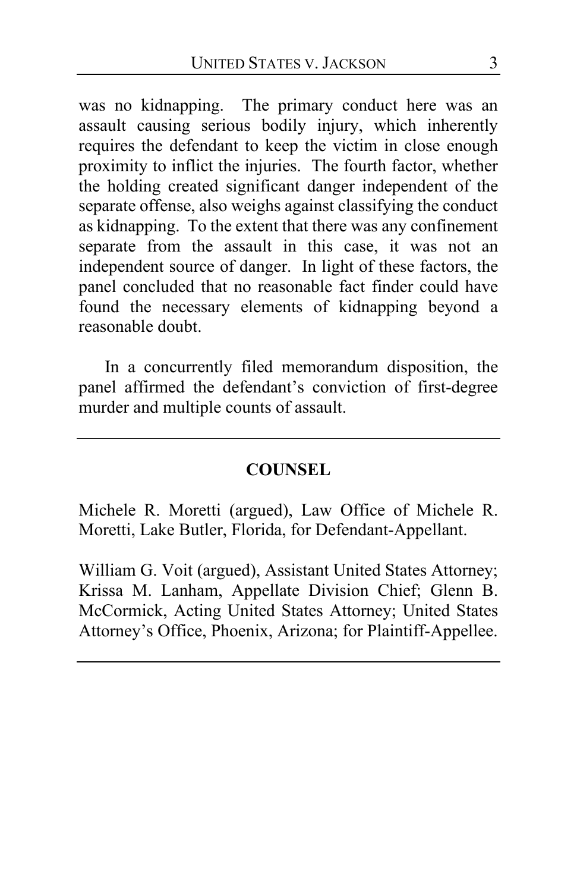was no kidnapping. The primary conduct here was an assault causing serious bodily injury, which inherently requires the defendant to keep the victim in close enough proximity to inflict the injuries. The fourth factor, whether the holding created significant danger independent of the separate offense, also weighs against classifying the conduct as kidnapping. To the extent that there was any confinement separate from the assault in this case, it was not an independent source of danger. In light of these factors, the panel concluded that no reasonable fact finder could have found the necessary elements of kidnapping beyond a reasonable doubt.

In a concurrently filed memorandum disposition, the panel affirmed the defendant's conviction of first-degree murder and multiple counts of assault.

---

## COUNSEL

Michele R. Moretti (argued), Law Office of Michele R. Moretti, Lake Butler, Florida, for Defendant-Appellant.

William G. Voit (argued), Assistant United States Attorney; Krissa M. Lanham, Appellate Division Chief; Glenn B. McCormick, Acting United States Attorney; United States Attorney's Office, Phoenix, Arizona; for Plaintiff-Appellee.

---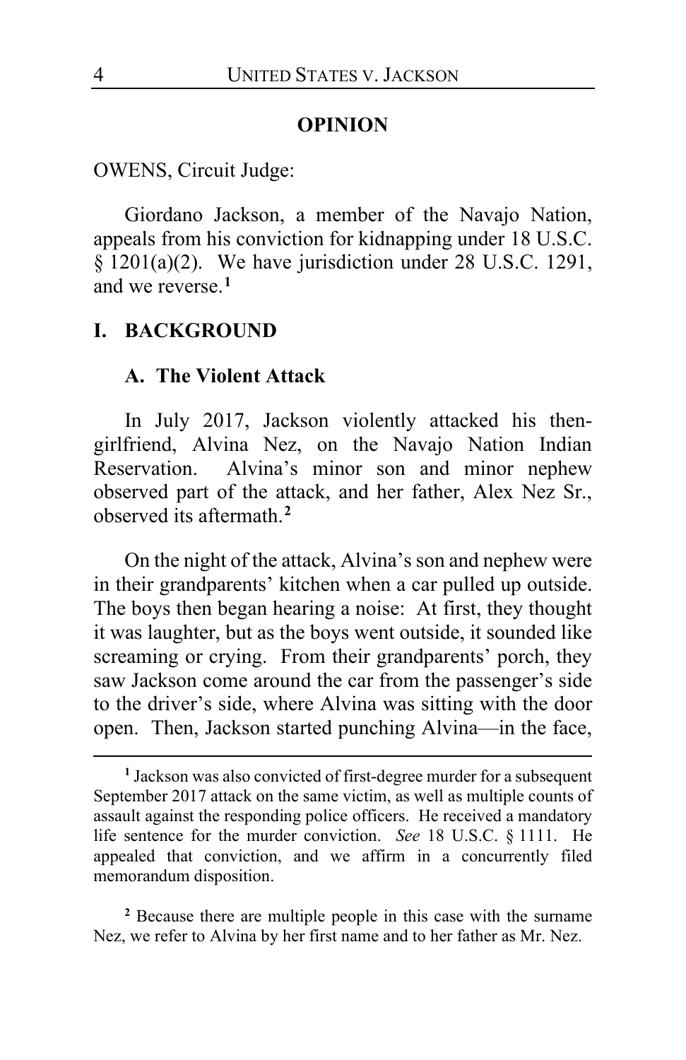## OPINION

OWENS, Circuit Judge:

Giordano Jackson, a member of the Navajo Nation, appeals from his conviction for kidnapping under 18 U.S.C. § 1201(a)(2). We have jurisdiction under 28 U.S.C. 1291, and we reverse.[1]

## I. BACKGROUND

### A. The Violent Attack

In July 2017, Jackson violently attacked his then-girlfriend, Alvina Nez, on the Navajo Nation Indian Reservation. Alvina's minor son and minor nephew observed part of the attack, and her father, Alex Nez Sr., observed its aftermath.[2]

On the night of the attack, Alvina's son and nephew were in their grandparents' kitchen when a car pulled up outside. The boys then began hearing a noise: At first, they thought it was laughter, but as the boys went outside, it sounded like screaming or crying. From their grandparents' porch, they saw Jackson come around the car from the passenger's side to the driver's side, where Alvina was sitting with the door open. Then, Jackson started punching Alvina—in the face,

---

[1] Jackson was also convicted of first-degree murder for a subsequent September 2017 attack on the same victim, as well as multiple counts of assault against the responding police officers. He received a mandatory life sentence for the murder conviction. *See* 18 U.S.C. § 1111. He appealed that conviction, and we affirm in a concurrently filed memorandum disposition.

[2] Because there are multiple people in this case with the surname Nez, we refer to Alvina by her first name and to her father as Mr. Nez.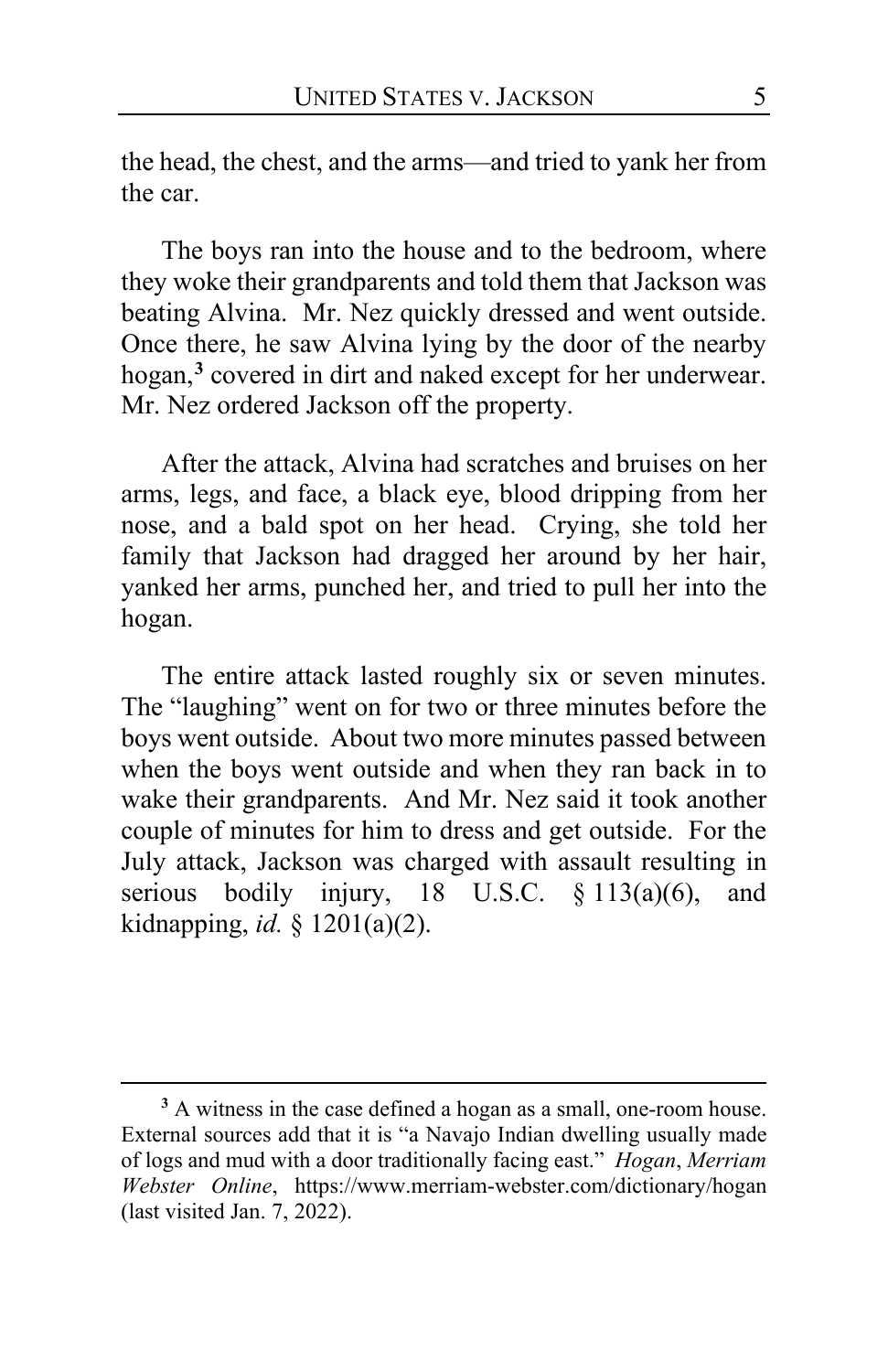the head, the chest, and the arms—and tried to yank her from the car.

The boys ran into the house and to the bedroom, where they woke their grandparents and told them that Jackson was beating Alvina. Mr. Nez quickly dressed and went outside. Once there, he saw Alvina lying by the door of the nearby hogan,[3] covered in dirt and naked except for her underwear. Mr. Nez ordered Jackson off the property.

After the attack, Alvina had scratches and bruises on her arms, legs, and face, a black eye, blood dripping from her nose, and a bald spot on her head. Crying, she told her family that Jackson had dragged her around by her hair, yanked her arms, punched her, and tried to pull her into the hogan.

The entire attack lasted roughly six or seven minutes. The "laughing" went on for two or three minutes before the boys went outside. About two more minutes passed between when the boys went outside and when they ran back in to wake their grandparents. And Mr. Nez said it took another couple of minutes for him to dress and get outside. For the July attack, Jackson was charged with assault resulting in serious bodily injury, 18 U.S.C. § 113(a)(6), and kidnapping, *id.* § 1201(a)(2).

---

[3] A witness in the case defined a hogan as a small, one-room house. External sources add that it is "a Navajo Indian dwelling usually made of logs and mud with a door traditionally facing east." *Hogan*, *Merriam Webster Online*, https://www.merriam-webster.com/dictionary/hogan (last visited Jan. 7, 2022).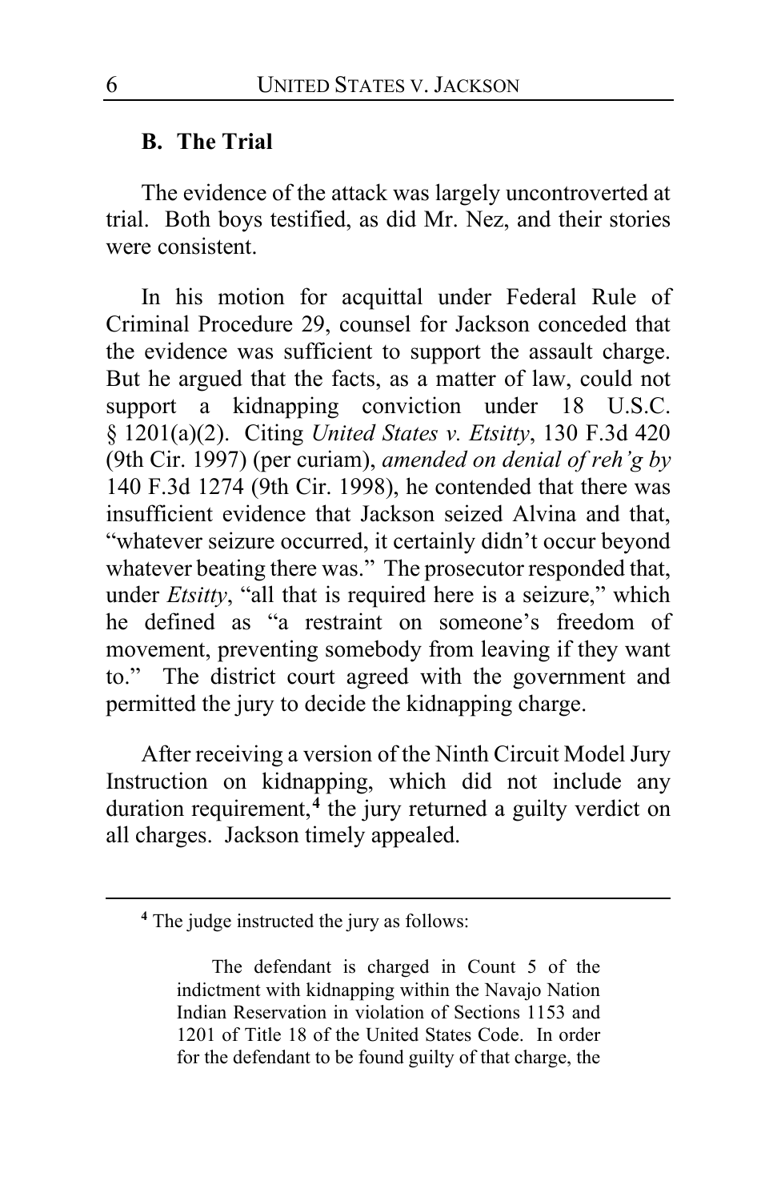### B. The Trial

The evidence of the attack was largely uncontroverted at trial. Both boys testified, as did Mr. Nez, and their stories were consistent.

In his motion for acquittal under Federal Rule of Criminal Procedure 29, counsel for Jackson conceded that the evidence was sufficient to support the assault charge. But he argued that the facts, as a matter of law, could not support a kidnapping conviction under 18 U.S.C. § 1201(a)(2). Citing *United States v. Etsitty*, 130 F.3d 420 (9th Cir. 1997) (per curiam), *amended on denial of reh'g by* 140 F.3d 1274 (9th Cir. 1998), he contended that there was insufficient evidence that Jackson seized Alvina and that, "whatever seizure occurred, it certainly didn't occur beyond whatever beating there was." The prosecutor responded that, under *Etsitty*, "all that is required here is a seizure," which he defined as "a restraint on someone's freedom of movement, preventing somebody from leaving if they want to." The district court agreed with the government and permitted the jury to decide the kidnapping charge.

After receiving a version of the Ninth Circuit Model Jury Instruction on kidnapping, which did not include any duration requirement,[4] the jury returned a guilty verdict on all charges. Jackson timely appealed.

---

[4] The judge instructed the jury as follows:

> The defendant is charged in Count 5 of the indictment with kidnapping within the Navajo Nation Indian Reservation in violation of Sections 1153 and 1201 of Title 18 of the United States Code. In order for the defendant to be found guilty of that charge, the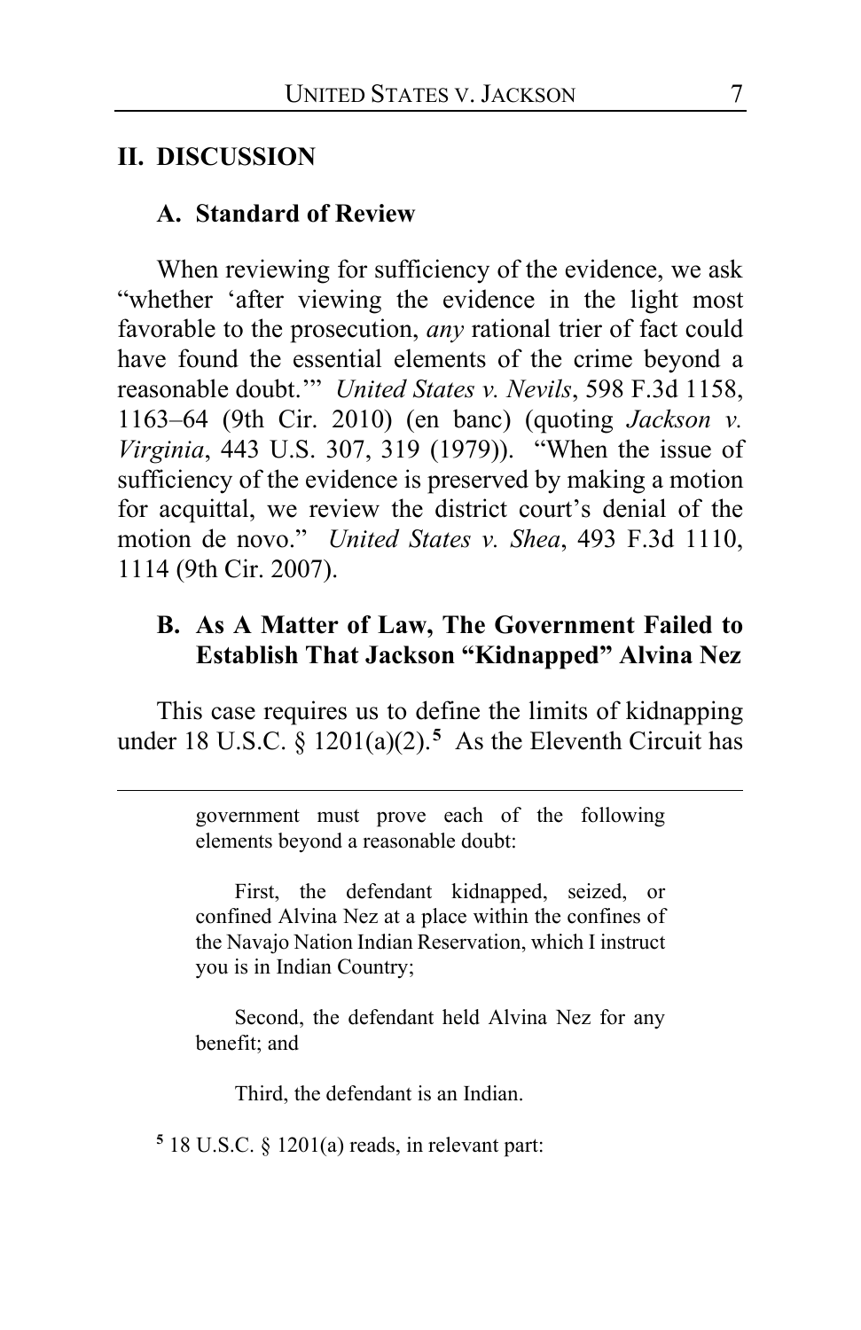## II. DISCUSSION

### A. Standard of Review

When reviewing for sufficiency of the evidence, we ask "whether 'after viewing the evidence in the light most favorable to the prosecution, *any* rational trier of fact could have found the essential elements of the crime beyond a reasonable doubt.'" *United States v. Nevils*, 598 F.3d 1158, 1163–64 (9th Cir. 2010) (en banc) (quoting *Jackson v. Virginia*, 443 U.S. 307, 319 (1979)). "When the issue of sufficiency of the evidence is preserved by making a motion for acquittal, we review the district court's denial of the motion de novo." *United States v. Shea*, 493 F.3d 1110, 1114 (9th Cir. 2007).

### B. As A Matter of Law, The Government Failed to Establish That Jackson "Kidnapped" Alvina Nez

This case requires us to define the limits of kidnapping under 18 U.S.C. § 1201(a)(2).[5] As the Eleventh Circuit has

---

> government must prove each of the following elements beyond a reasonable doubt:
>
> First, the defendant kidnapped, seized, or confined Alvina Nez at a place within the confines of the Navajo Nation Indian Reservation, which I instruct you is in Indian Country;
>
> Second, the defendant held Alvina Nez for any benefit; and
>
> Third, the defendant is an Indian.

[5] 18 U.S.C. § 1201(a) reads, in relevant part: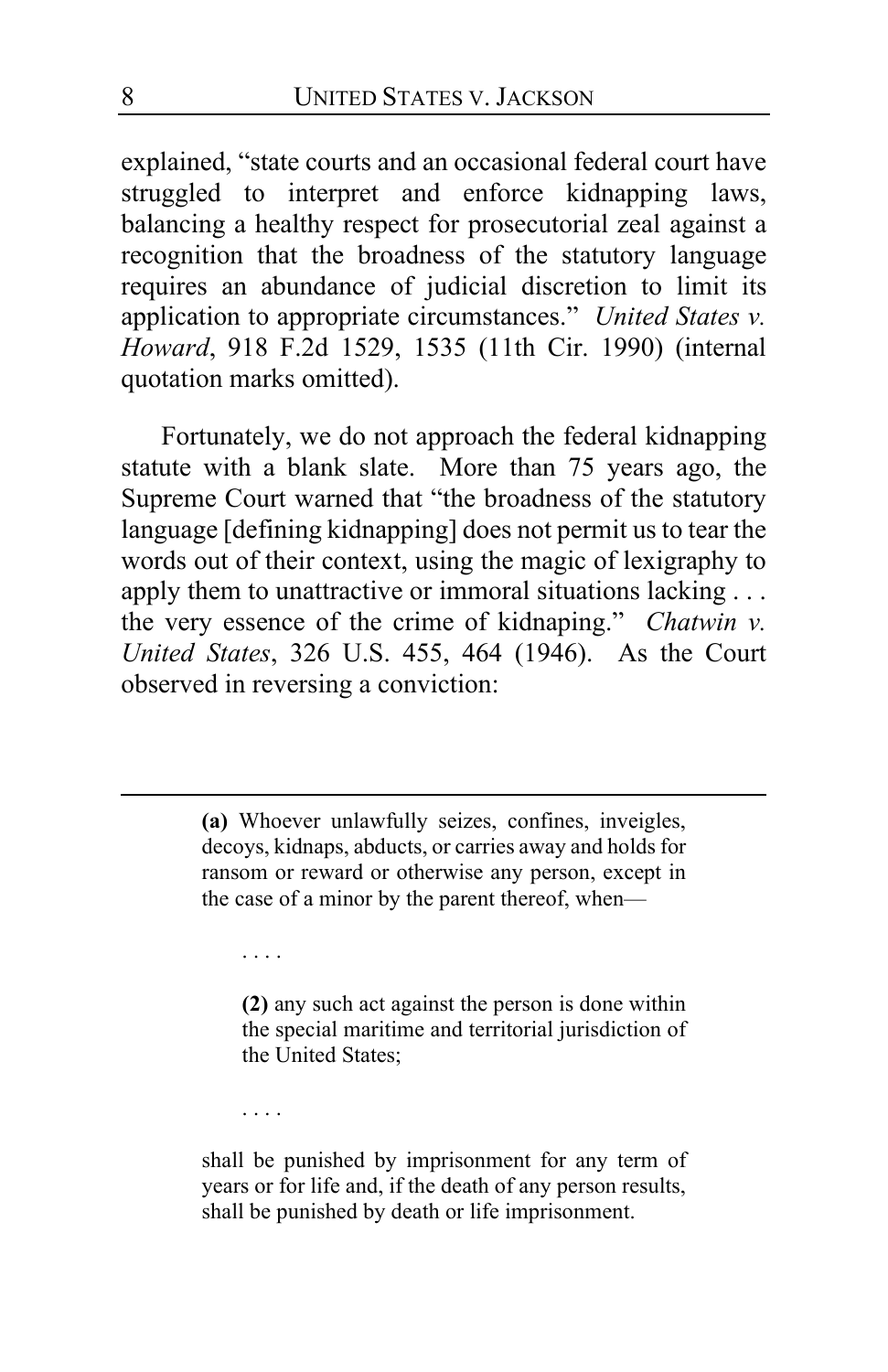explained, "state courts and an occasional federal court have struggled to interpret and enforce kidnapping laws, balancing a healthy respect for prosecutorial zeal against a recognition that the broadness of the statutory language requires an abundance of judicial discretion to limit its application to appropriate circumstances." *United States v. Howard*, 918 F.2d 1529, 1535 (11th Cir. 1990) (internal quotation marks omitted).

Fortunately, we do not approach the federal kidnapping statute with a blank slate. More than 75 years ago, the Supreme Court warned that "the broadness of the statutory language [defining kidnapping] does not permit us to tear the words out of their context, using the magic of lexigraphy to apply them to unattractive or immoral situations lacking . . . the very essence of the crime of kidnaping." *Chatwin v. United States*, 326 U.S. 455, 464 (1946). As the Court observed in reversing a conviction:

---

> **(a)** Whoever unlawfully seizes, confines, inveigles, decoys, kidnaps, abducts, or carries away and holds for ransom or reward or otherwise any person, except in the case of a minor by the parent thereof, when—
>
> > . . . .
> >
> > **(2)** any such act against the person is done within the special maritime and territorial jurisdiction of the United States;
> >
> > . . . .
>
> shall be punished by imprisonment for any term of years or for life and, if the death of any person results, shall be punished by death or life imprisonment.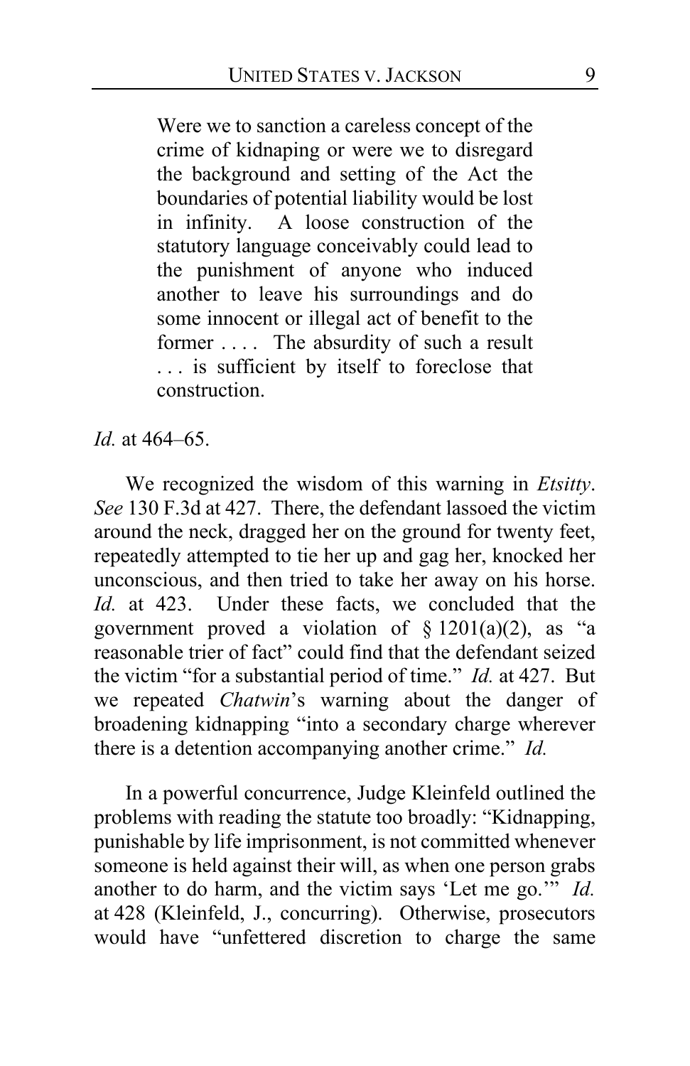> Were we to sanction a careless concept of the crime of kidnaping or were we to disregard the background and setting of the Act the boundaries of potential liability would be lost in infinity. A loose construction of the statutory language conceivably could lead to the punishment of anyone who induced another to leave his surroundings and do some innocent or illegal act of benefit to the former . . . . The absurdity of such a result . . . is sufficient by itself to foreclose that construction.

*Id.* at 464–65.

We recognized the wisdom of this warning in *Etsitty*. *See* 130 F.3d at 427. There, the defendant lassoed the victim around the neck, dragged her on the ground for twenty feet, repeatedly attempted to tie her up and gag her, knocked her unconscious, and then tried to take her away on his horse. *Id.* at 423. Under these facts, we concluded that the government proved a violation of § 1201(a)(2), as "a reasonable trier of fact" could find that the defendant seized the victim "for a substantial period of time." *Id.* at 427. But we repeated *Chatwin*'s warning about the danger of broadening kidnapping "into a secondary charge wherever there is a detention accompanying another crime." *Id.*

In a powerful concurrence, Judge Kleinfeld outlined the problems with reading the statute too broadly: "Kidnapping, punishable by life imprisonment, is not committed whenever someone is held against their will, as when one person grabs another to do harm, and the victim says 'Let me go.'" *Id.* at 428 (Kleinfeld, J., concurring). Otherwise, prosecutors would have "unfettered discretion to charge the same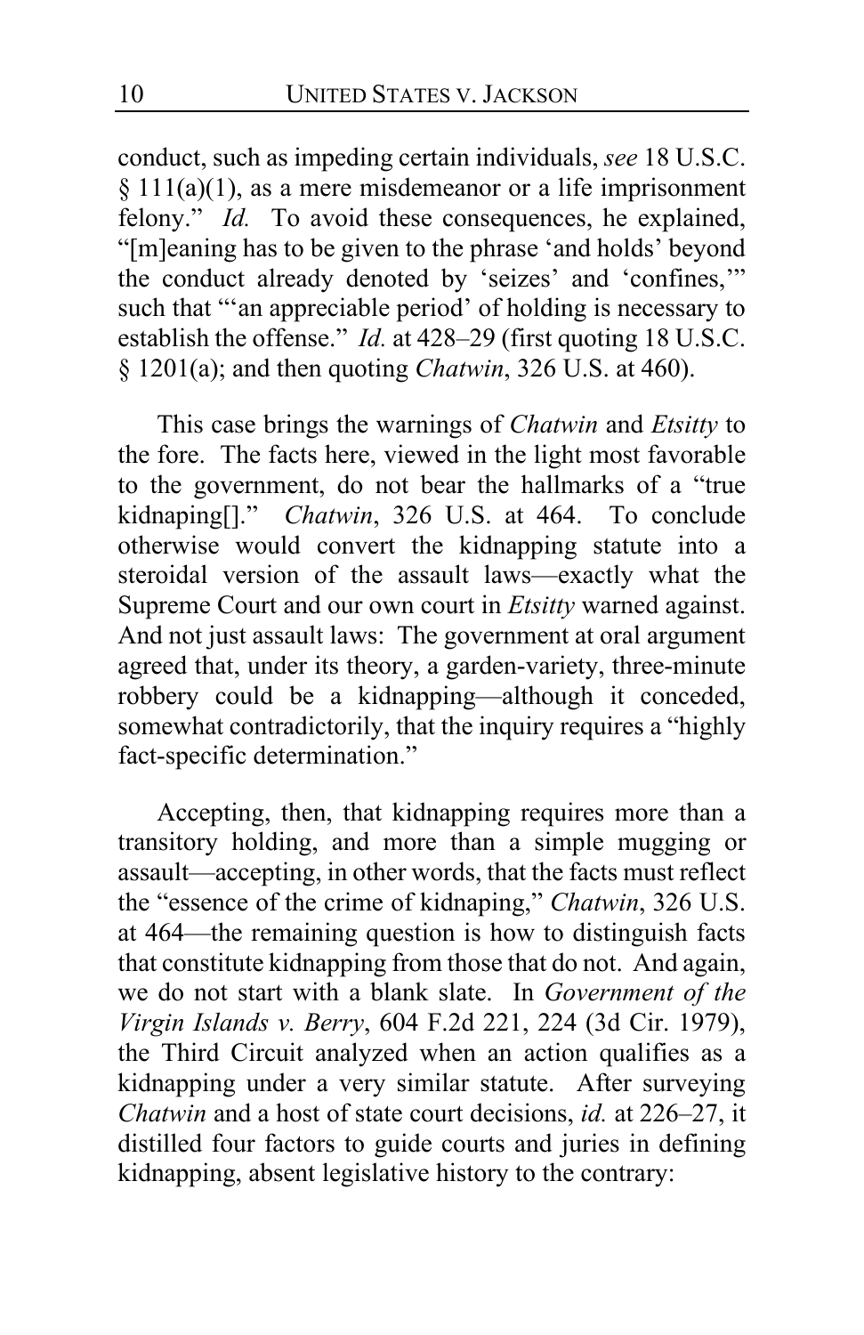conduct, such as impeding certain individuals, *see* 18 U.S.C. § 111(a)(1), as a mere misdemeanor or a life imprisonment felony." *Id.* To avoid these consequences, he explained, "[m]eaning has to be given to the phrase 'and holds' beyond the conduct already denoted by 'seizes' and 'confines,'" such that "'an appreciable period' of holding is necessary to establish the offense." *Id.* at 428–29 (first quoting 18 U.S.C. § 1201(a); and then quoting *Chatwin*, 326 U.S. at 460).

This case brings the warnings of *Chatwin* and *Etsitty* to the fore. The facts here, viewed in the light most favorable to the government, do not bear the hallmarks of a "true kidnaping[]." *Chatwin*, 326 U.S. at 464. To conclude otherwise would convert the kidnapping statute into a steroidal version of the assault laws—exactly what the Supreme Court and our own court in *Etsitty* warned against. And not just assault laws: The government at oral argument agreed that, under its theory, a garden-variety, three-minute robbery could be a kidnapping—although it conceded, somewhat contradictorily, that the inquiry requires a "highly fact-specific determination."

Accepting, then, that kidnapping requires more than a transitory holding, and more than a simple mugging or assault—accepting, in other words, that the facts must reflect the "essence of the crime of kidnaping," *Chatwin*, 326 U.S. at 464—the remaining question is how to distinguish facts that constitute kidnapping from those that do not. And again, we do not start with a blank slate. In *Government of the Virgin Islands v. Berry*, 604 F.2d 221, 224 (3d Cir. 1979), the Third Circuit analyzed when an action qualifies as a kidnapping under a very similar statute. After surveying *Chatwin* and a host of state court decisions, *id.* at 226–27, it distilled four factors to guide courts and juries in defining kidnapping, absent legislative history to the contrary: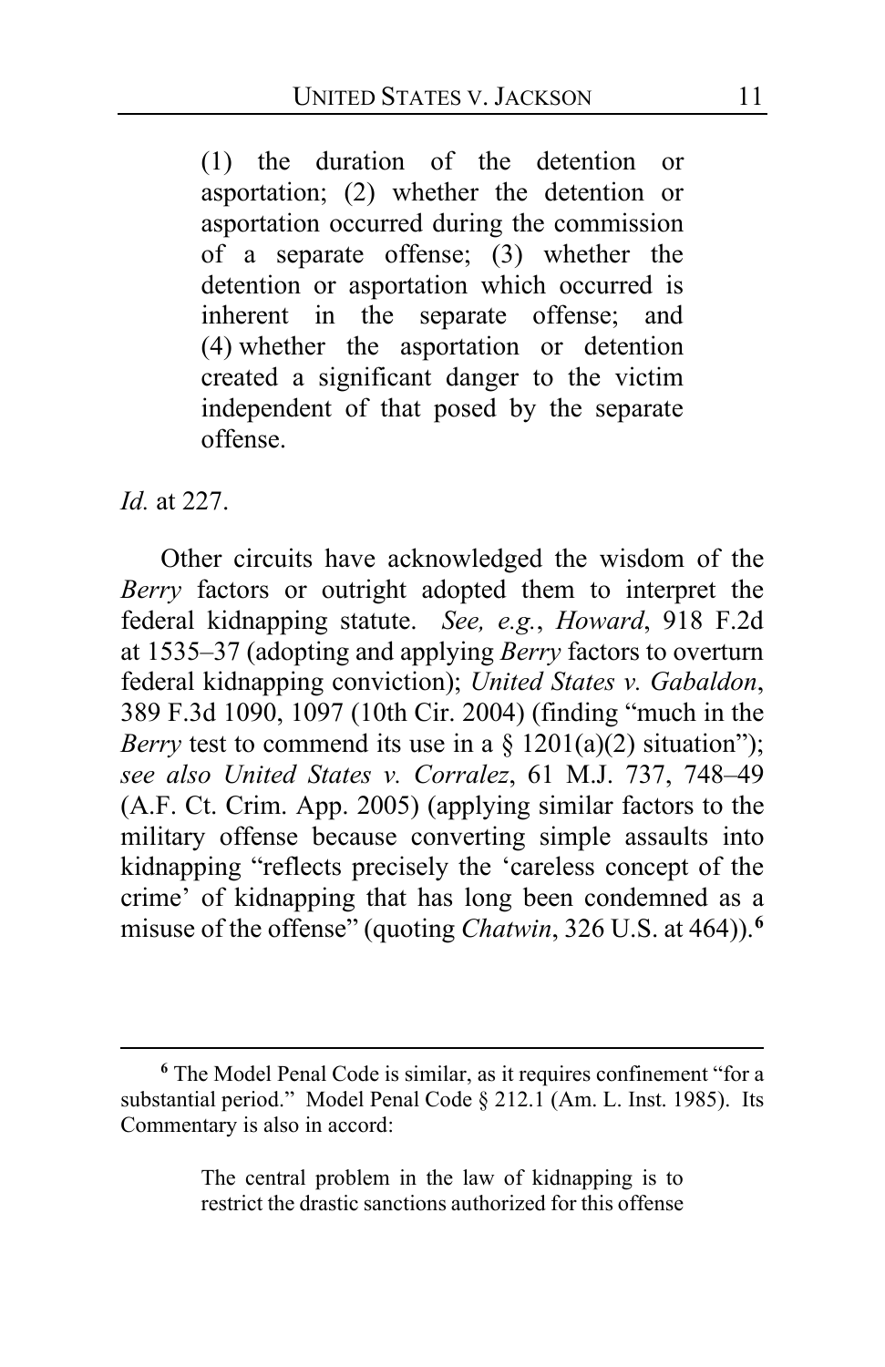> (1) the duration of the detention or asportation; (2) whether the detention or asportation occurred during the commission of a separate offense; (3) whether the detention or asportation which occurred is inherent in the separate offense; and (4) whether the asportation or detention created a significant danger to the victim independent of that posed by the separate offense.

*Id.* at 227.

Other circuits have acknowledged the wisdom of the *Berry* factors or outright adopted them to interpret the federal kidnapping statute. *See, e.g.*, *Howard*, 918 F.2d at 1535–37 (adopting and applying *Berry* factors to overturn federal kidnapping conviction); *United States v. Gabaldon*, 389 F.3d 1090, 1097 (10th Cir. 2004) (finding "much in the *Berry* test to commend its use in a § 1201(a)(2) situation"); *see also United States v. Corralez*, 61 M.J. 737, 748–49 (A.F. Ct. Crim. App. 2005) (applying similar factors to the military offense because converting simple assaults into kidnapping "reflects precisely the 'careless concept of the crime' of kidnapping that has long been condemned as a misuse of the offense" (quoting *Chatwin*, 326 U.S. at 464)).[6]

---

[6] The Model Penal Code is similar, as it requires confinement "for a substantial period." Model Penal Code § 212.1 (Am. L. Inst. 1985). Its Commentary is also in accord:

> The central problem in the law of kidnapping is to restrict the drastic sanctions authorized for this offense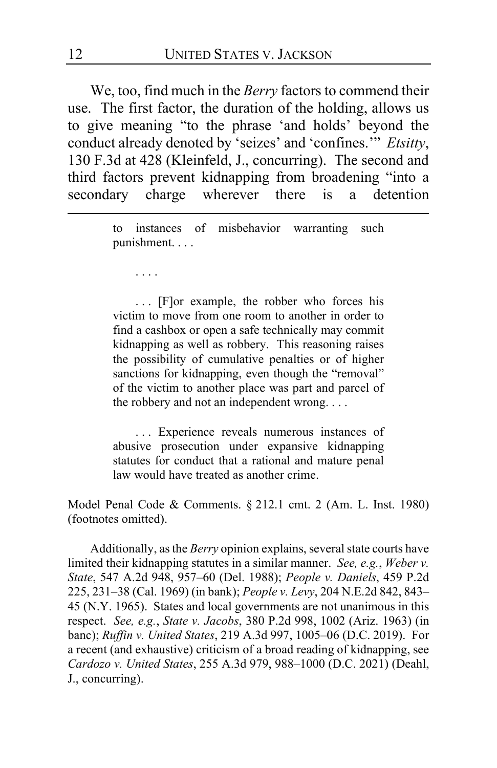We, too, find much in the *Berry* factors to commend their use. The first factor, the duration of the holding, allows us to give meaning "to the phrase 'and holds' beyond the conduct already denoted by 'seizes' and 'confines.'" *Etsitty*, 130 F.3d at 428 (Kleinfeld, J., concurring). The second and third factors prevent kidnapping from broadening "into a secondary charge wherever there is a detention

---

> to instances of misbehavior warranting such punishment. . . .
>
> . . . .
>
> . . . [F]or example, the robber who forces his victim to move from one room to another in order to find a cashbox or open a safe technically may commit kidnapping as well as robbery. This reasoning raises the possibility of cumulative penalties or of higher sanctions for kidnapping, even though the "removal" of the victim to another place was part and parcel of the robbery and not an independent wrong. . . .
>
> . . . Experience reveals numerous instances of abusive prosecution under expansive kidnapping statutes for conduct that a rational and mature penal law would have treated as another crime.

Model Penal Code & Comments. § 212.1 cmt. 2 (Am. L. Inst. 1980) (footnotes omitted).

Additionally, as the *Berry* opinion explains, several state courts have limited their kidnapping statutes in a similar manner. *See, e.g.*, *Weber v. State*, 547 A.2d 948, 957–60 (Del. 1988); *People v. Daniels*, 459 P.2d 225, 231–38 (Cal. 1969) (in bank); *People v. Levy*, 204 N.E.2d 842, 843–45 (N.Y. 1965). States and local governments are not unanimous in this respect. *See, e.g.*, *State v. Jacobs*, 380 P.2d 998, 1002 (Ariz. 1963) (in banc); *Ruffin v. United States*, 219 A.3d 997, 1005–06 (D.C. 2019). For a recent (and exhaustive) criticism of a broad reading of kidnapping, see *Cardozo v. United States*, 255 A.3d 979, 988–1000 (D.C. 2021) (Deahl, J., concurring).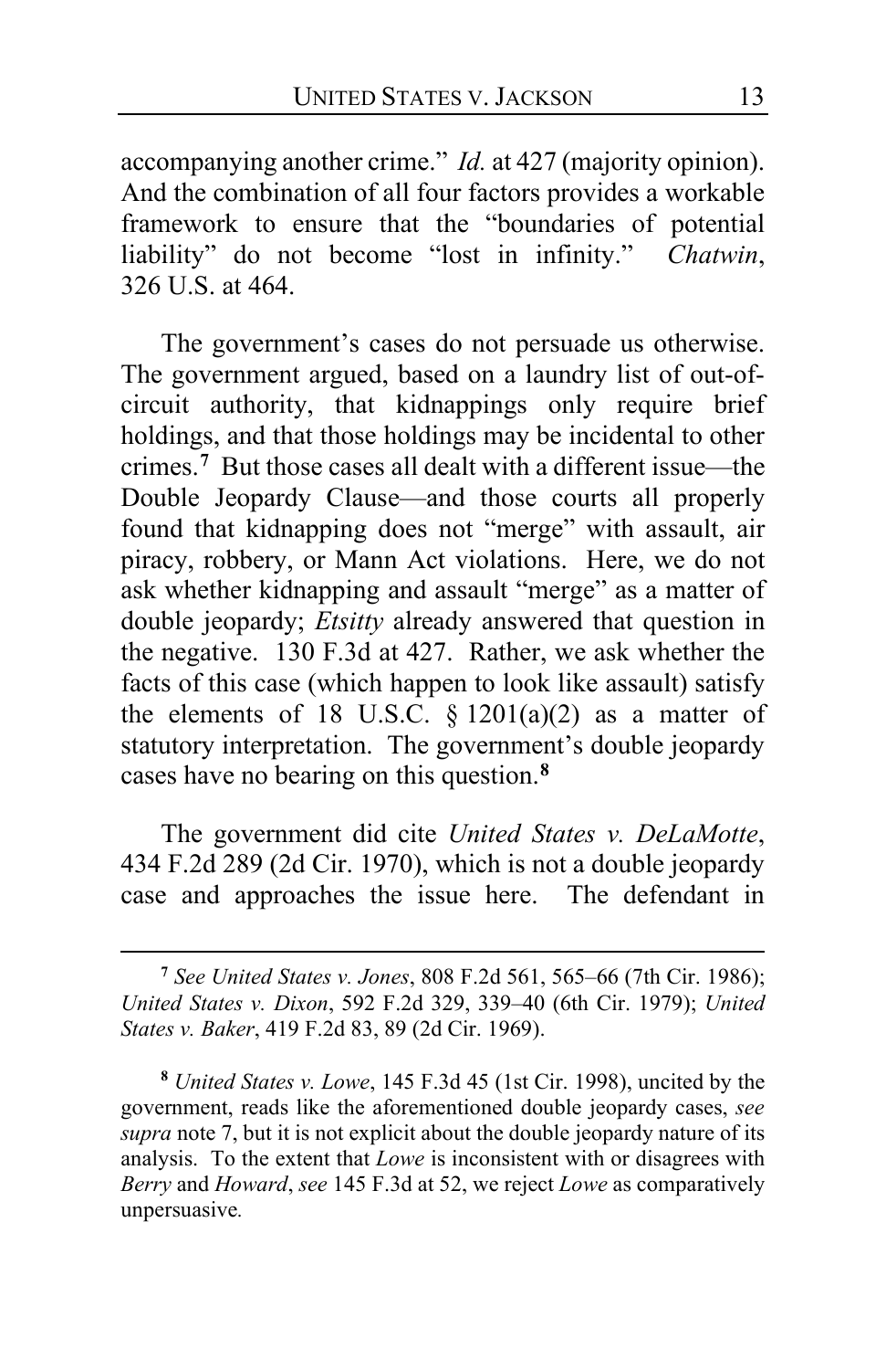accompanying another crime." *Id.* at 427 (majority opinion). And the combination of all four factors provides a workable framework to ensure that the "boundaries of potential liability" do not become "lost in infinity." *Chatwin*, 326 U.S. at 464.

The government's cases do not persuade us otherwise. The government argued, based on a laundry list of out-of-circuit authority, that kidnappings only require brief holdings, and that those holdings may be incidental to other crimes.[7] But those cases all dealt with a different issue—the Double Jeopardy Clause—and those courts all properly found that kidnapping does not "merge" with assault, air piracy, robbery, or Mann Act violations. Here, we do not ask whether kidnapping and assault "merge" as a matter of double jeopardy; *Etsitty* already answered that question in the negative. 130 F.3d at 427. Rather, we ask whether the facts of this case (which happen to look like assault) satisfy the elements of 18 U.S.C. § 1201(a)(2) as a matter of statutory interpretation. The government's double jeopardy cases have no bearing on this question.[8]

The government did cite *United States v. DeLaMotte*, 434 F.2d 289 (2d Cir. 1970), which is not a double jeopardy case and approaches the issue here. The defendant in

---

[7] *See United States v. Jones*, 808 F.2d 561, 565–66 (7th Cir. 1986); *United States v. Dixon*, 592 F.2d 329, 339–40 (6th Cir. 1979); *United States v. Baker*, 419 F.2d 83, 89 (2d Cir. 1969).

[8] *United States v. Lowe*, 145 F.3d 45 (1st Cir. 1998), uncited by the government, reads like the aforementioned double jeopardy cases, *see supra* note 7, but it is not explicit about the double jeopardy nature of its analysis. To the extent that *Lowe* is inconsistent with or disagrees with *Berry* and *Howard*, *see* 145 F.3d at 52, we reject *Lowe* as comparatively unpersuasive.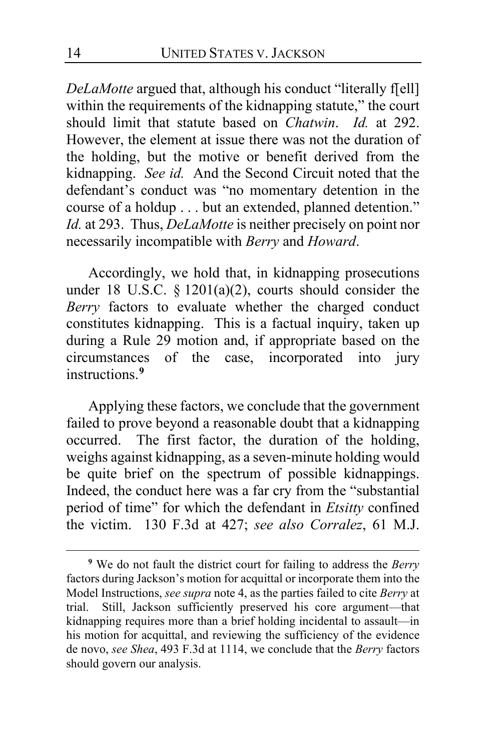*DeLaMotte* argued that, although his conduct "literally f[ell] within the requirements of the kidnapping statute," the court should limit that statute based on *Chatwin*. *Id.* at 292. However, the element at issue there was not the duration of the holding, but the motive or benefit derived from the kidnapping. *See id.* And the Second Circuit noted that the defendant's conduct was "no momentary detention in the course of a holdup . . . but an extended, planned detention." *Id.* at 293. Thus, *DeLaMotte* is neither precisely on point nor necessarily incompatible with *Berry* and *Howard*.

Accordingly, we hold that, in kidnapping prosecutions under 18 U.S.C. § 1201(a)(2), courts should consider the *Berry* factors to evaluate whether the charged conduct constitutes kidnapping. This is a factual inquiry, taken up during a Rule 29 motion and, if appropriate based on the circumstances of the case, incorporated into jury instructions.[9]

Applying these factors, we conclude that the government failed to prove beyond a reasonable doubt that a kidnapping occurred. The first factor, the duration of the holding, weighs against kidnapping, as a seven-minute holding would be quite brief on the spectrum of possible kidnappings. Indeed, the conduct here was a far cry from the "substantial period of time" for which the defendant in *Etsitty* confined the victim. 130 F.3d at 427; *see also Corralez*, 61 M.J.

---

[9] We do not fault the district court for failing to address the *Berry* factors during Jackson's motion for acquittal or incorporate them into the Model Instructions, *see supra* note 4, as the parties failed to cite *Berry* at trial. Still, Jackson sufficiently preserved his core argument—that kidnapping requires more than a brief holding incidental to assault—in his motion for acquittal, and reviewing the sufficiency of the evidence de novo, *see Shea*, 493 F.3d at 1114, we conclude that the *Berry* factors should govern our analysis.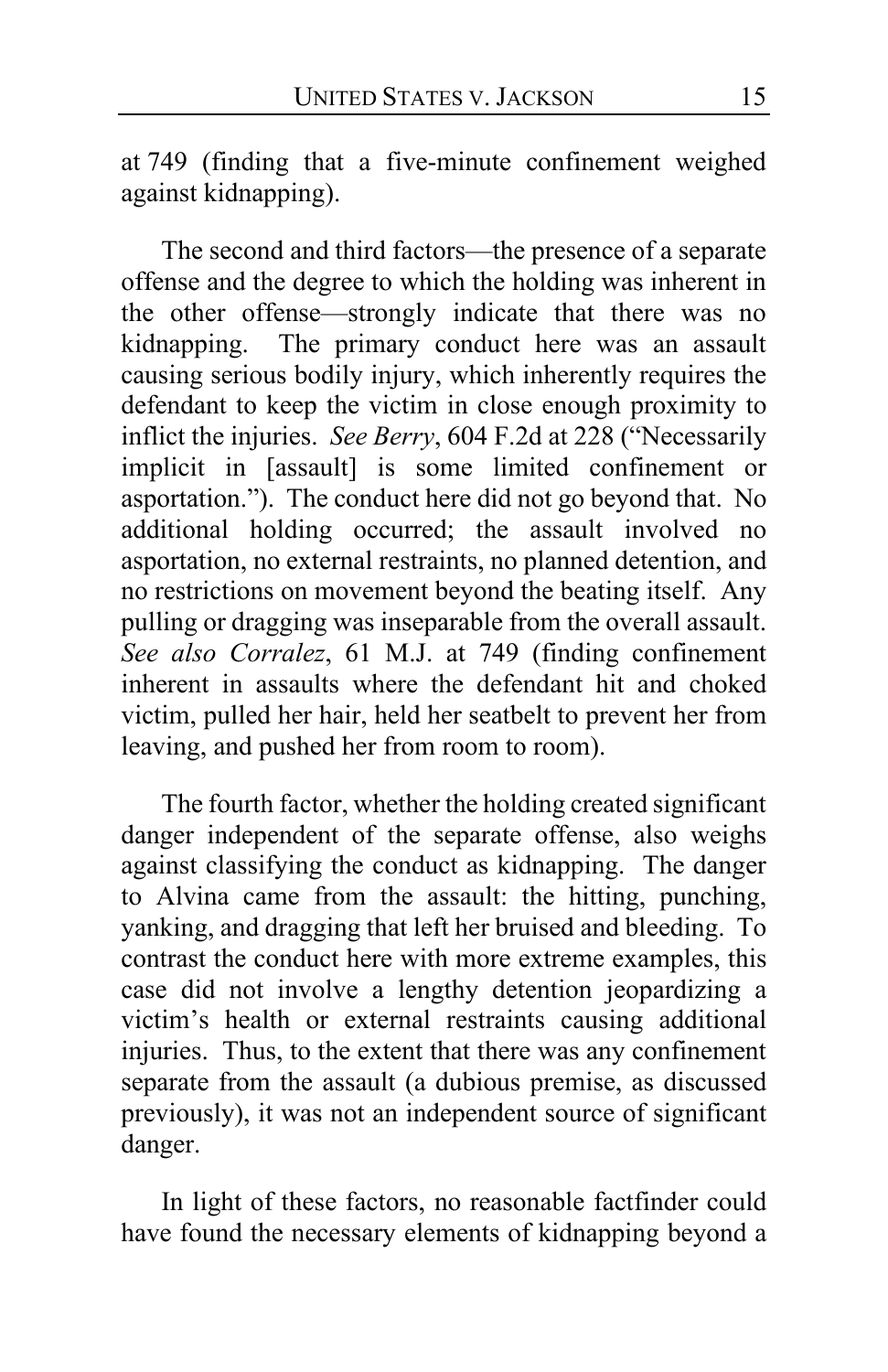at 749 (finding that a five-minute confinement weighed against kidnapping).

The second and third factors—the presence of a separate offense and the degree to which the holding was inherent in the other offense—strongly indicate that there was no kidnapping. The primary conduct here was an assault causing serious bodily injury, which inherently requires the defendant to keep the victim in close enough proximity to inflict the injuries. *See Berry*, 604 F.2d at 228 ("Necessarily implicit in [assault] is some limited confinement or asportation."). The conduct here did not go beyond that. No additional holding occurred; the assault involved no asportation, no external restraints, no planned detention, and no restrictions on movement beyond the beating itself. Any pulling or dragging was inseparable from the overall assault. *See also Corralez*, 61 M.J. at 749 (finding confinement inherent in assaults where the defendant hit and choked victim, pulled her hair, held her seatbelt to prevent her from leaving, and pushed her from room to room).

The fourth factor, whether the holding created significant danger independent of the separate offense, also weighs against classifying the conduct as kidnapping. The danger to Alvina came from the assault: the hitting, punching, yanking, and dragging that left her bruised and bleeding. To contrast the conduct here with more extreme examples, this case did not involve a lengthy detention jeopardizing a victim's health or external restraints causing additional injuries. Thus, to the extent that there was any confinement separate from the assault (a dubious premise, as discussed previously), it was not an independent source of significant danger.

In light of these factors, no reasonable factfinder could have found the necessary elements of kidnapping beyond a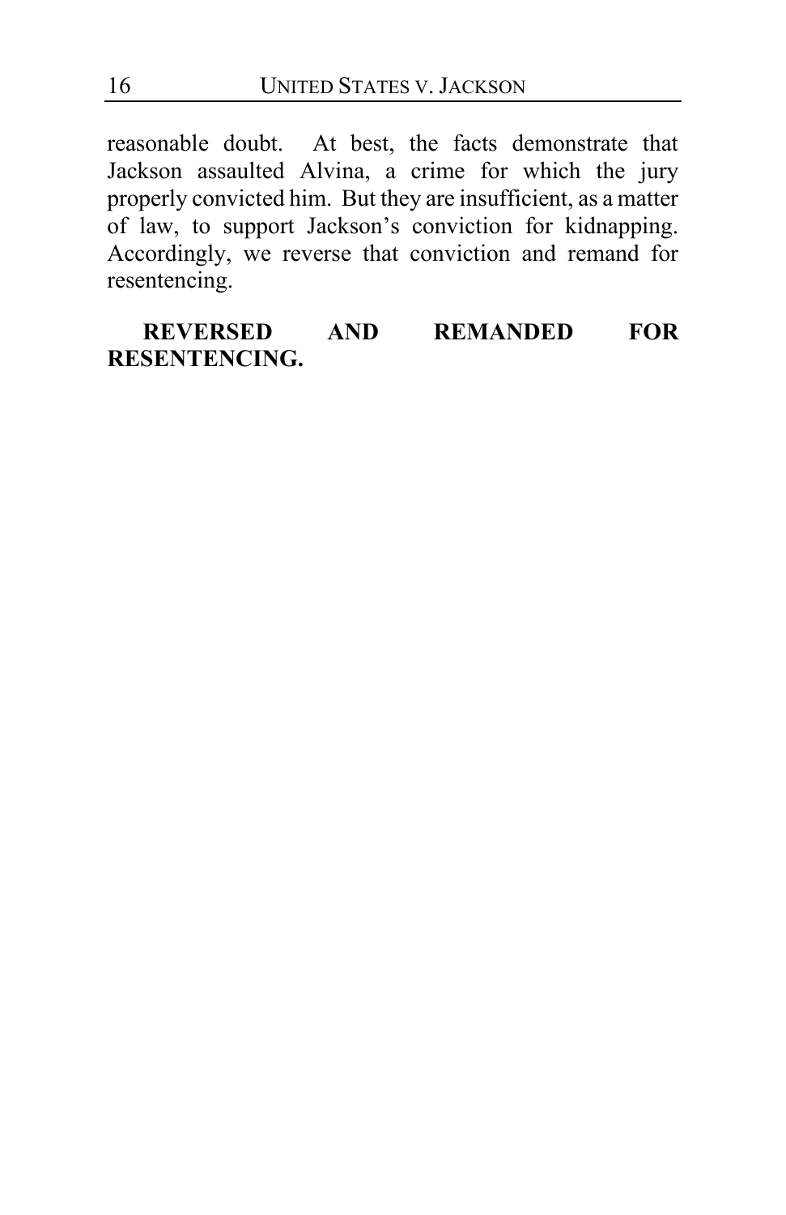reasonable doubt. At best, the facts demonstrate that Jackson assaulted Alvina, a crime for which the jury properly convicted him. But they are insufficient, as a matter of law, to support Jackson's conviction for kidnapping. Accordingly, we reverse that conviction and remand for resentencing.

**REVERSED AND REMANDED FOR RESENTENCING.**